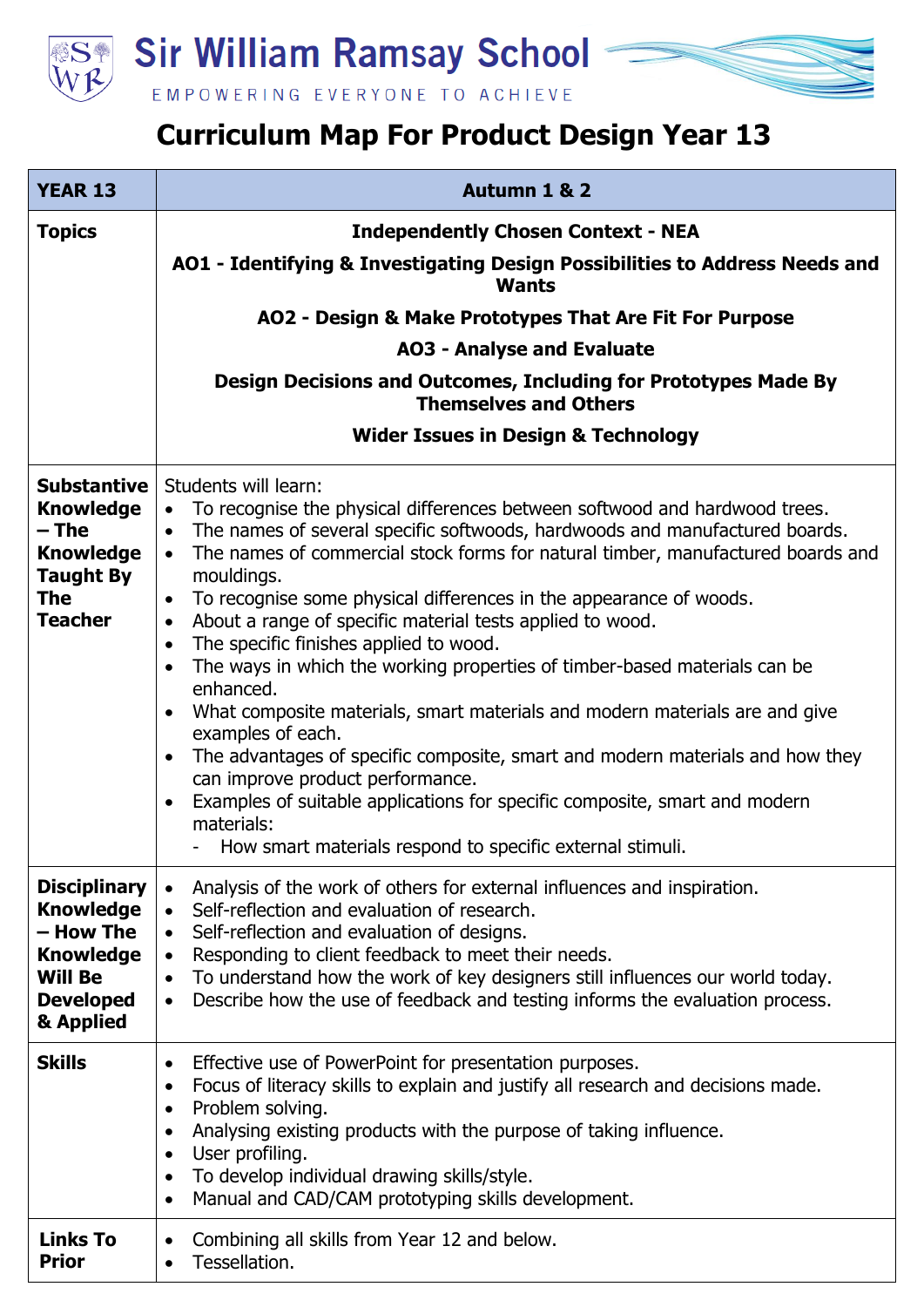Sir William Ramsay School

EMPOWERING EVERYONE TO ACHIEVE

# Curriculum Map For Product Design Year 13

| YEAR 13 | Autumn 1 & 2 |
|---|---|
| **Topics** | **Independently Chosen Context - NEA**<br>**AO1 - Identifying & Investigating Design Possibilities to Address Needs and Wants**<br>**AO2 - Design & Make Prototypes That Are Fit For Purpose**<br>**AO3 - Analyse and Evaluate**<br>**Design Decisions and Outcomes, Including for Prototypes Made By Themselves and Others**<br>**Wider Issues in Design & Technology** |
| **Substantive Knowledge – The Knowledge Taught By The Teacher** | Students will learn:<br>• To recognise the physical differences between softwood and hardwood trees.<br>• The names of several specific softwoods, hardwoods and manufactured boards.<br>• The names of commercial stock forms for natural timber, manufactured boards and mouldings.<br>• To recognise some physical differences in the appearance of woods.<br>• About a range of specific material tests applied to wood.<br>• The specific finishes applied to wood.<br>• The ways in which the working properties of timber-based materials can be enhanced.<br>• What composite materials, smart materials and modern materials are and give examples of each.<br>• The advantages of specific composite, smart and modern materials and how they can improve product performance.<br>• Examples of suitable applications for specific composite, smart and modern materials:<br>  - How smart materials respond to specific external stimuli. |
| **Disciplinary Knowledge – How The Knowledge Will Be Developed & Applied** | • Analysis of the work of others for external influences and inspiration.<br>• Self-reflection and evaluation of research.<br>• Self-reflection and evaluation of designs.<br>• Responding to client feedback to meet their needs.<br>• To understand how the work of key designers still influences our world today.<br>• Describe how the use of feedback and testing informs the evaluation process. |
| **Skills** | • Effective use of PowerPoint for presentation purposes.<br>• Focus of literacy skills to explain and justify all research and decisions made.<br>• Problem solving.<br>• Analysing existing products with the purpose of taking influence.<br>• User profiling.<br>• To develop individual drawing skills/style.<br>• Manual and CAD/CAM prototyping skills development. |
| **Links To Prior** | • Combining all skills from Year 12 and below.<br>• Tessellation. |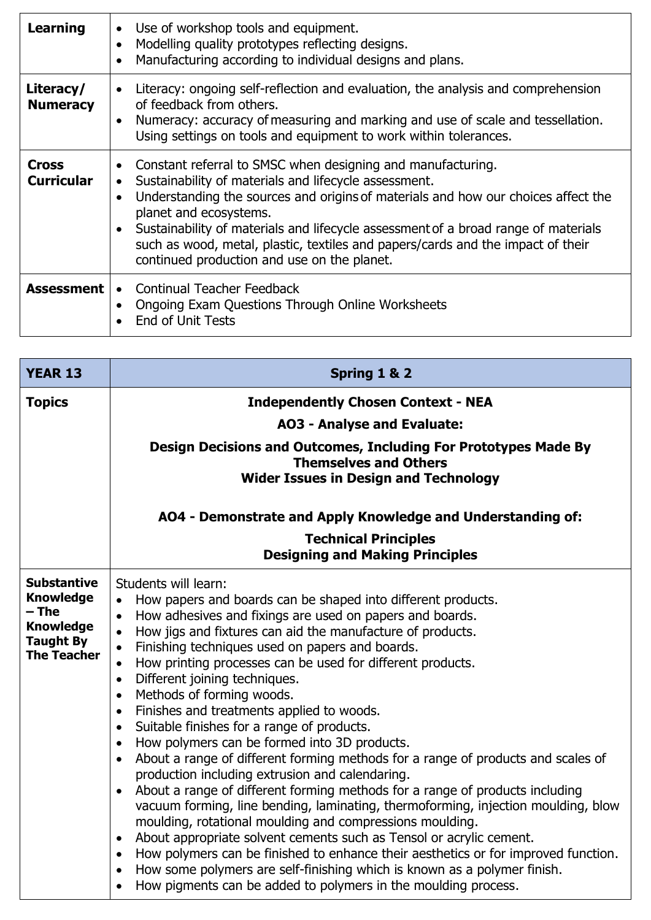| | |
|---|---|
| **Learning** | • Use of workshop tools and equipment.<br>• Modelling quality prototypes reflecting designs.<br>• Manufacturing according to individual designs and plans. |
| **Literacy/ Numeracy** | • Literacy: ongoing self-reflection and evaluation, the analysis and comprehension of feedback from others.<br>• Numeracy: accuracy of measuring and marking and use of scale and tessellation. Using settings on tools and equipment to work within tolerances. |
| **Cross Curricular** | • Constant referral to SMSC when designing and manufacturing.<br>• Sustainability of materials and lifecycle assessment.<br>• Understanding the sources and origins of materials and how our choices affect the planet and ecosystems.<br>• Sustainability of materials and lifecycle assessment of a broad range of materials such as wood, metal, plastic, textiles and papers/cards and the impact of their continued production and use on the planet. |
| **Assessment** | • Continual Teacher Feedback<br>• Ongoing Exam Questions Through Online Worksheets<br>• End of Unit Tests |

| **YEAR 13** | **Spring 1 & 2** |
|---|---|
| **Topics** | **Independently Chosen Context - NEA**<br>**AO3 - Analyse and Evaluate:**<br>**Design Decisions and Outcomes, Including For Prototypes Made By Themselves and Others**<br>**Wider Issues in Design and Technology**<br><br>**AO4 - Demonstrate and Apply Knowledge and Understanding of:**<br>**Technical Principles**<br>**Designing and Making Principles** |
| **Substantive Knowledge – The Knowledge Taught By The Teacher** | Students will learn:<br>• How papers and boards can be shaped into different products.<br>• How adhesives and fixings are used on papers and boards.<br>• How jigs and fixtures can aid the manufacture of products.<br>• Finishing techniques used on papers and boards.<br>• How printing processes can be used for different products.<br>• Different joining techniques.<br>• Methods of forming woods.<br>• Finishes and treatments applied to woods.<br>• Suitable finishes for a range of products.<br>• How polymers can be formed into 3D products.<br>• About a range of different forming methods for a range of products and scales of production including extrusion and calendaring.<br>• About a range of different forming methods for a range of products including vacuum forming, line bending, laminating, thermoforming, injection moulding, blow moulding, rotational moulding and compressions moulding.<br>• About appropriate solvent cements such as Tensol or acrylic cement.<br>• How polymers can be finished to enhance their aesthetics or for improved function.<br>• How some polymers are self-finishing which is known as a polymer finish.<br>• How pigments can be added to polymers in the moulding process. |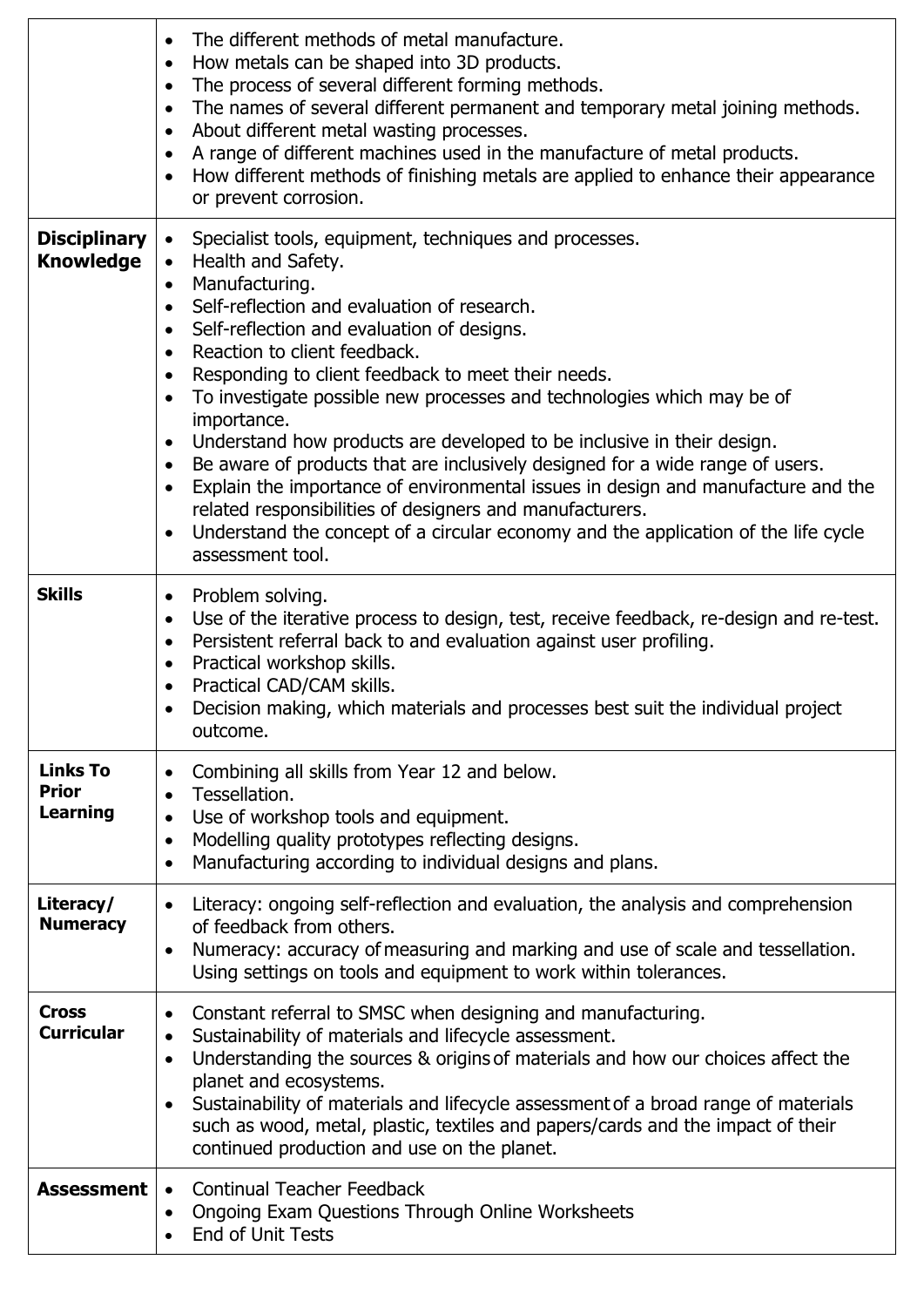| | |
|---|---|
| | • The different methods of metal manufacture.<br>• How metals can be shaped into 3D products.<br>• The process of several different forming methods.<br>• The names of several different permanent and temporary metal joining methods.<br>• About different metal wasting processes.<br>• A range of different machines used in the manufacture of metal products.<br>• How different methods of finishing metals are applied to enhance their appearance or prevent corrosion. |
| **Disciplinary Knowledge** | • Specialist tools, equipment, techniques and processes.<br>• Health and Safety.<br>• Manufacturing.<br>• Self-reflection and evaluation of research.<br>• Self-reflection and evaluation of designs.<br>• Reaction to client feedback.<br>• Responding to client feedback to meet their needs.<br>• To investigate possible new processes and technologies which may be of importance.<br>• Understand how products are developed to be inclusive in their design.<br>• Be aware of products that are inclusively designed for a wide range of users.<br>• Explain the importance of environmental issues in design and manufacture and the related responsibilities of designers and manufacturers.<br>• Understand the concept of a circular economy and the application of the life cycle assessment tool. |
| **Skills** | • Problem solving.<br>• Use of the iterative process to design, test, receive feedback, re-design and re-test.<br>• Persistent referral back to and evaluation against user profiling.<br>• Practical workshop skills.<br>• Practical CAD/CAM skills.<br>• Decision making, which materials and processes best suit the individual project outcome. |
| **Links To Prior Learning** | • Combining all skills from Year 12 and below.<br>• Tessellation.<br>• Use of workshop tools and equipment.<br>• Modelling quality prototypes reflecting designs.<br>• Manufacturing according to individual designs and plans. |
| **Literacy/ Numeracy** | • Literacy: ongoing self-reflection and evaluation, the analysis and comprehension of feedback from others.<br>• Numeracy: accuracy of measuring and marking and use of scale and tessellation. Using settings on tools and equipment to work within tolerances. |
| **Cross Curricular** | • Constant referral to SMSC when designing and manufacturing.<br>• Sustainability of materials and lifecycle assessment.<br>• Understanding the sources & origins of materials and how our choices affect the planet and ecosystems.<br>• Sustainability of materials and lifecycle assessment of a broad range of materials such as wood, metal, plastic, textiles and papers/cards and the impact of their continued production and use on the planet. |
| **Assessment** | • Continual Teacher Feedback<br>• Ongoing Exam Questions Through Online Worksheets<br>• End of Unit Tests |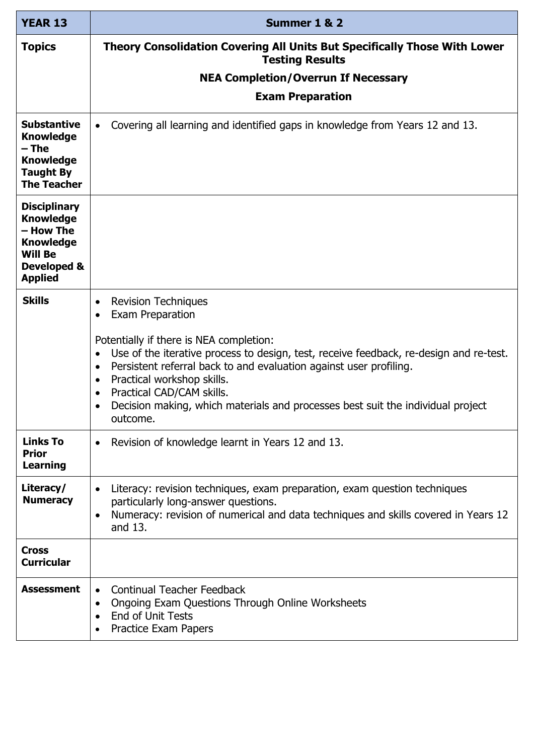| YEAR 13 | Summer 1 & 2 |
|---|---|
| **Topics** | **Theory Consolidation Covering All Units But Specifically Those With Lower Testing Results**<br>**NEA Completion/Overrun If Necessary**<br>**Exam Preparation** |
| **Substantive Knowledge – The Knowledge Taught By The Teacher** | • Covering all learning and identified gaps in knowledge from Years 12 and 13. |
| **Disciplinary Knowledge – How The Knowledge Will Be Developed & Applied** | |
| **Skills** | • Revision Techniques<br>• Exam Preparation<br><br>Potentially if there is NEA completion:<br>• Use of the iterative process to design, test, receive feedback, re-design and re-test.<br>• Persistent referral back to and evaluation against user profiling.<br>• Practical workshop skills.<br>• Practical CAD/CAM skills.<br>• Decision making, which materials and processes best suit the individual project outcome. |
| **Links To Prior Learning** | • Revision of knowledge learnt in Years 12 and 13. |
| **Literacy/ Numeracy** | • Literacy: revision techniques, exam preparation, exam question techniques particularly long-answer questions.<br>• Numeracy: revision of numerical and data techniques and skills covered in Years 12 and 13. |
| **Cross Curricular** | |
| **Assessment** | • Continual Teacher Feedback<br>• Ongoing Exam Questions Through Online Worksheets<br>• End of Unit Tests<br>• Practice Exam Papers |